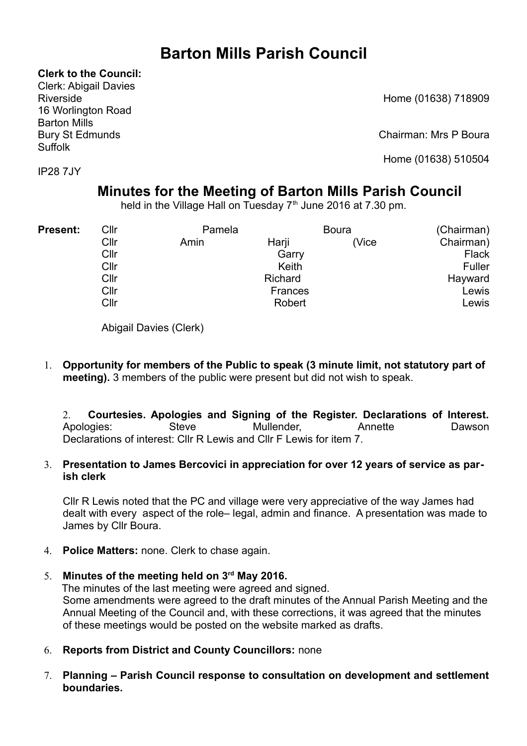# Barton Mills Parish Council

**Clerk to the Council:**
Clerk: Abigail Davies
Riverside
16 Worlington Road
Barton Mills
Bury St Edmunds
Suffolk
IP28 7JY

Home (01638) 718909

Chairman: Mrs P Boura

Home (01638) 510504

## Minutes for the Meeting of Barton Mills Parish Council

held in the Village Hall on Tuesday 7th June 2016 at 7.30 pm.

**Present:**
Cllr Pamela Boura (Chairman)
Cllr Amin Harji (Vice Chairman)
Cllr Garry Flack
Cllr Keith Fuller
Cllr Richard Hayward
Cllr Frances Lewis
Cllr Robert Lewis

Abigail Davies (Clerk)

1. **Opportunity for members of the Public to speak (3 minute limit, not statutory part of meeting).** 3 members of the public were present but did not wish to speak.

2. **Courtesies. Apologies and Signing of the Register. Declarations of Interest.** Apologies: Steve Mullender, Annette Dawson
Declarations of interest: Cllr R Lewis and Cllr F Lewis for item 7.

3. **Presentation to James Bercovici in appreciation for over 12 years of service as parish clerk**

   Cllr R Lewis noted that the PC and village were very appreciative of the way James had dealt with every aspect of the role– legal, admin and finance. A presentation was made to James by Cllr Boura.

4. **Police Matters:** none. Clerk to chase again.

5. **Minutes of the meeting held on 3rd May 2016.**
   The minutes of the last meeting were agreed and signed.
   Some amendments were agreed to the draft minutes of the Annual Parish Meeting and the Annual Meeting of the Council and, with these corrections, it was agreed that the minutes of these meetings would be posted on the website marked as drafts.

6. **Reports from District and County Councillors:** none

7. **Planning – Parish Council response to consultation on development and settlement boundaries.**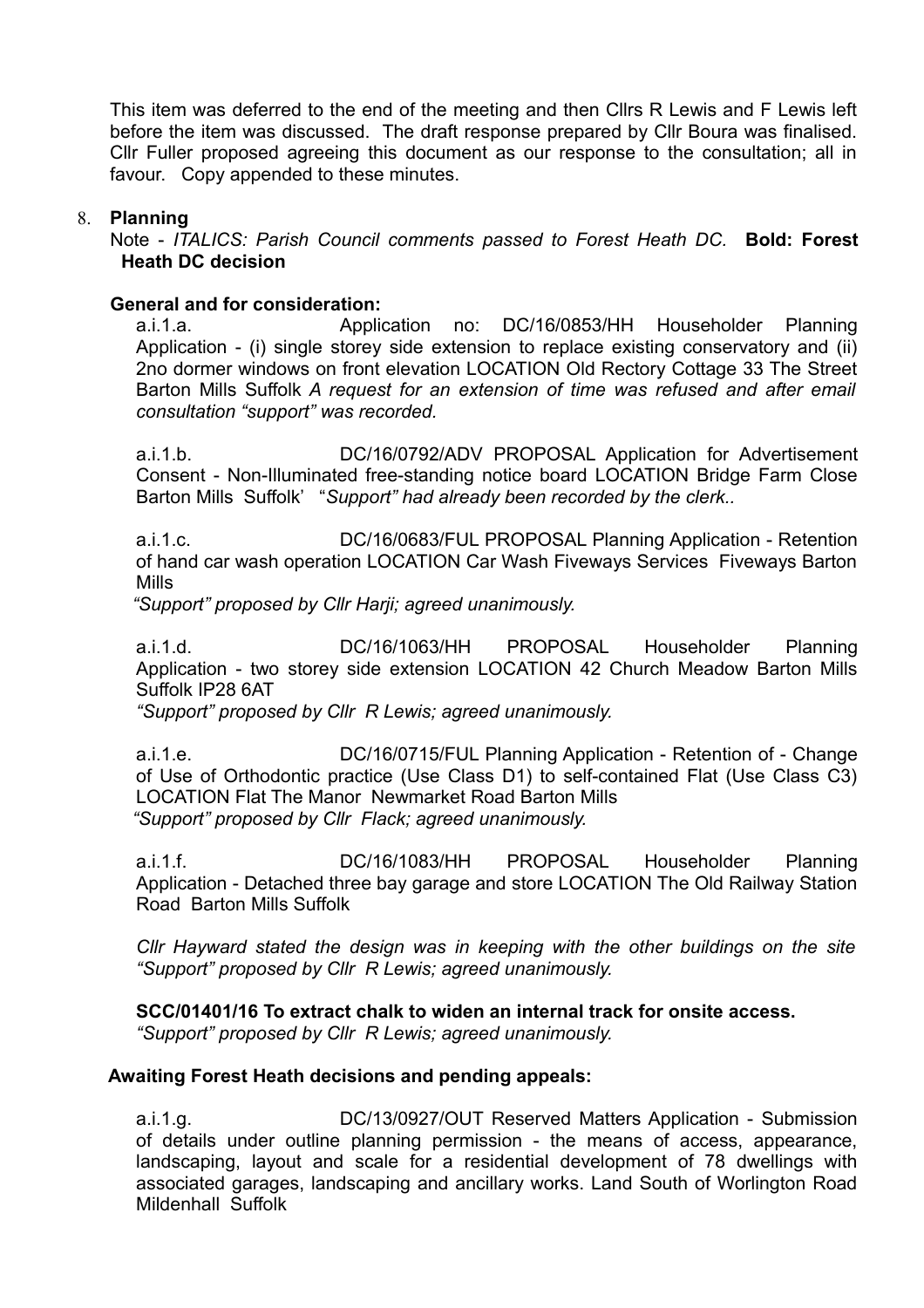This item was deferred to the end of the meeting and then Cllrs R Lewis and F Lewis left before the item was discussed. The draft response prepared by Cllr Boura was finalised. Cllr Fuller proposed agreeing this document as our response to the consultation; all in favour. Copy appended to these minutes.

8. **Planning**

Note - *ITALICS: Parish Council comments passed to Forest Heath DC.* **Bold: Forest Heath DC decision**

**General and for consideration:**

a.i.1.a. Application no: DC/16/0853/HH Householder Planning Application - (i) single storey side extension to replace existing conservatory and (ii) 2no dormer windows on front elevation LOCATION Old Rectory Cottage 33 The Street Barton Mills Suffolk *A request for an extension of time was refused and after email consultation "support" was recorded.*

a.i.1.b. DC/16/0792/ADV PROPOSAL Application for Advertisement Consent - Non-Illuminated free-standing notice board LOCATION Bridge Farm Close Barton Mills Suffolk' "*Support" had already been recorded by the clerk..*

a.i.1.c. DC/16/0683/FUL PROPOSAL Planning Application - Retention of hand car wash operation LOCATION Car Wash Fiveways Services Fiveways Barton Mills

*"Support" proposed by Cllr Harji; agreed unanimously.*

a.i.1.d. DC/16/1063/HH PROPOSAL Householder Planning Application - two storey side extension LOCATION 42 Church Meadow Barton Mills Suffolk IP28 6AT

*"Support" proposed by Cllr R Lewis; agreed unanimously.*

a.i.1.e. DC/16/0715/FUL Planning Application - Retention of - Change of Use of Orthodontic practice (Use Class D1) to self-contained Flat (Use Class C3) LOCATION Flat The Manor Newmarket Road Barton Mills

*"Support" proposed by Cllr Flack; agreed unanimously.*

a.i.1.f. DC/16/1083/HH PROPOSAL Householder Planning Application - Detached three bay garage and store LOCATION The Old Railway Station Road Barton Mills Suffolk

*Cllr Hayward stated the design was in keeping with the other buildings on the site "Support" proposed by Cllr R Lewis; agreed unanimously.*

**SCC/01401/16 To extract chalk to widen an internal track for onsite access.**
*"Support" proposed by Cllr R Lewis; agreed unanimously.*

**Awaiting Forest Heath decisions and pending appeals:**

a.i.1.g. DC/13/0927/OUT Reserved Matters Application - Submission of details under outline planning permission - the means of access, appearance, landscaping, layout and scale for a residential development of 78 dwellings with associated garages, landscaping and ancillary works. Land South of Worlington Road Mildenhall Suffolk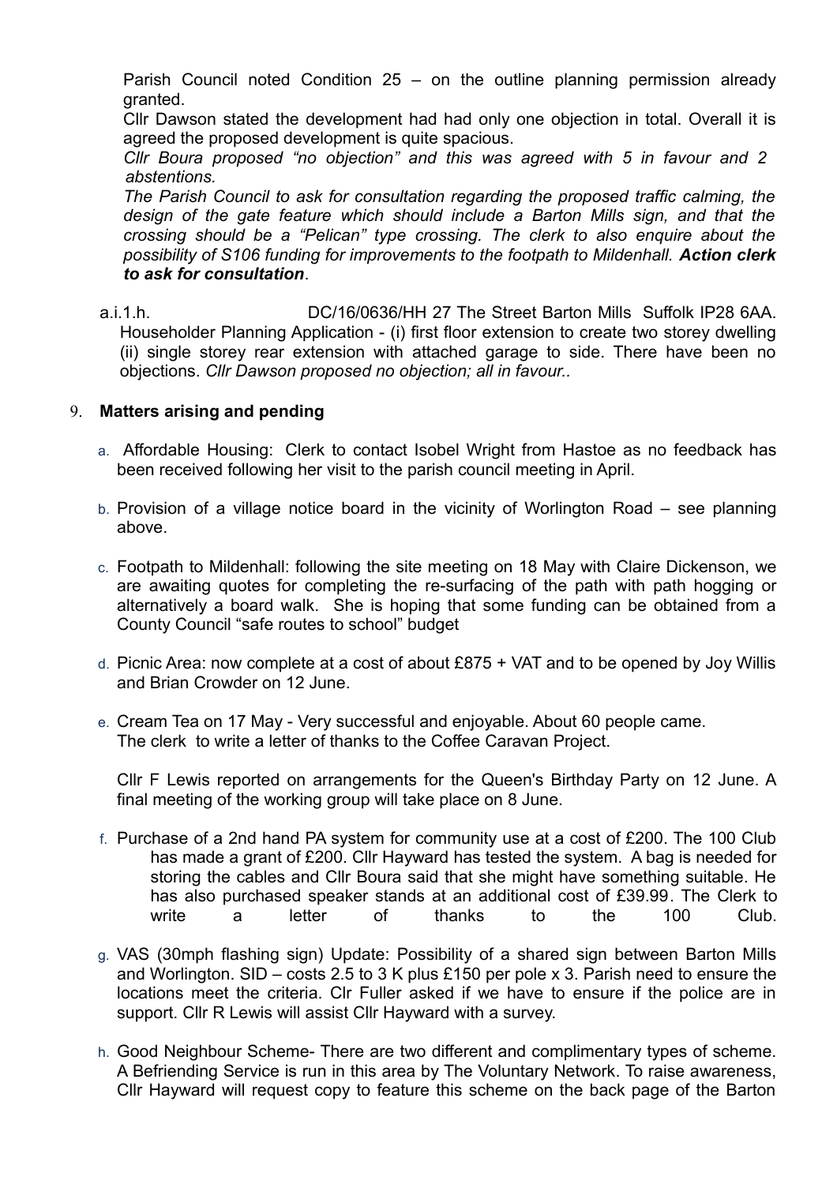Parish Council noted Condition 25 – on the outline planning permission already granted.

Cllr Dawson stated the development had had only one objection in total. Overall it is agreed the proposed development is quite spacious.

*Cllr Boura proposed "no objection" and this was agreed with 5 in favour and 2 abstentions.*

*The Parish Council to ask for consultation regarding the proposed traffic calming, the design of the gate feature which should include a Barton Mills sign, and that the crossing should be a "Pelican" type crossing. The clerk to also enquire about the possibility of S106 funding for improvements to the footpath to Mildenhall.* ***Action clerk to ask for consultation***.

a.i.1.h. DC/16/0636/HH 27 The Street Barton Mills Suffolk IP28 6AA. Householder Planning Application - (i) first floor extension to create two storey dwelling (ii) single storey rear extension with attached garage to side. There have been no objections. *Cllr Dawson proposed no objection; all in favour..*

9. **Matters arising and pending**

a. Affordable Housing: Clerk to contact Isobel Wright from Hastoe as no feedback has been received following her visit to the parish council meeting in April.

b. Provision of a village notice board in the vicinity of Worlington Road – see planning above.

c. Footpath to Mildenhall: following the site meeting on 18 May with Claire Dickenson, we are awaiting quotes for completing the re-surfacing of the path with path hogging or alternatively a board walk. She is hoping that some funding can be obtained from a County Council "safe routes to school" budget

d. Picnic Area: now complete at a cost of about £875 + VAT and to be opened by Joy Willis and Brian Crowder on 12 June.

e. Cream Tea on 17 May - Very successful and enjoyable. About 60 people came. The clerk to write a letter of thanks to the Coffee Caravan Project.

Cllr F Lewis reported on arrangements for the Queen's Birthday Party on 12 June. A final meeting of the working group will take place on 8 June.

f. Purchase of a 2nd hand PA system for community use at a cost of £200. The 100 Club has made a grant of £200. Cllr Hayward has tested the system. A bag is needed for storing the cables and Cllr Boura said that she might have something suitable. He has also purchased speaker stands at an additional cost of £39.99. The Clerk to write a letter of thanks to the 100 Club.

g. VAS (30mph flashing sign) Update: Possibility of a shared sign between Barton Mills and Worlington. SID – costs 2.5 to 3 K plus £150 per pole x 3. Parish need to ensure the locations meet the criteria. Clr Fuller asked if we have to ensure if the police are in support. Cllr R Lewis will assist Cllr Hayward with a survey.

h. Good Neighbour Scheme- There are two different and complimentary types of scheme. A Befriending Service is run in this area by The Voluntary Network. To raise awareness, Cllr Hayward will request copy to feature this scheme on the back page of the Barton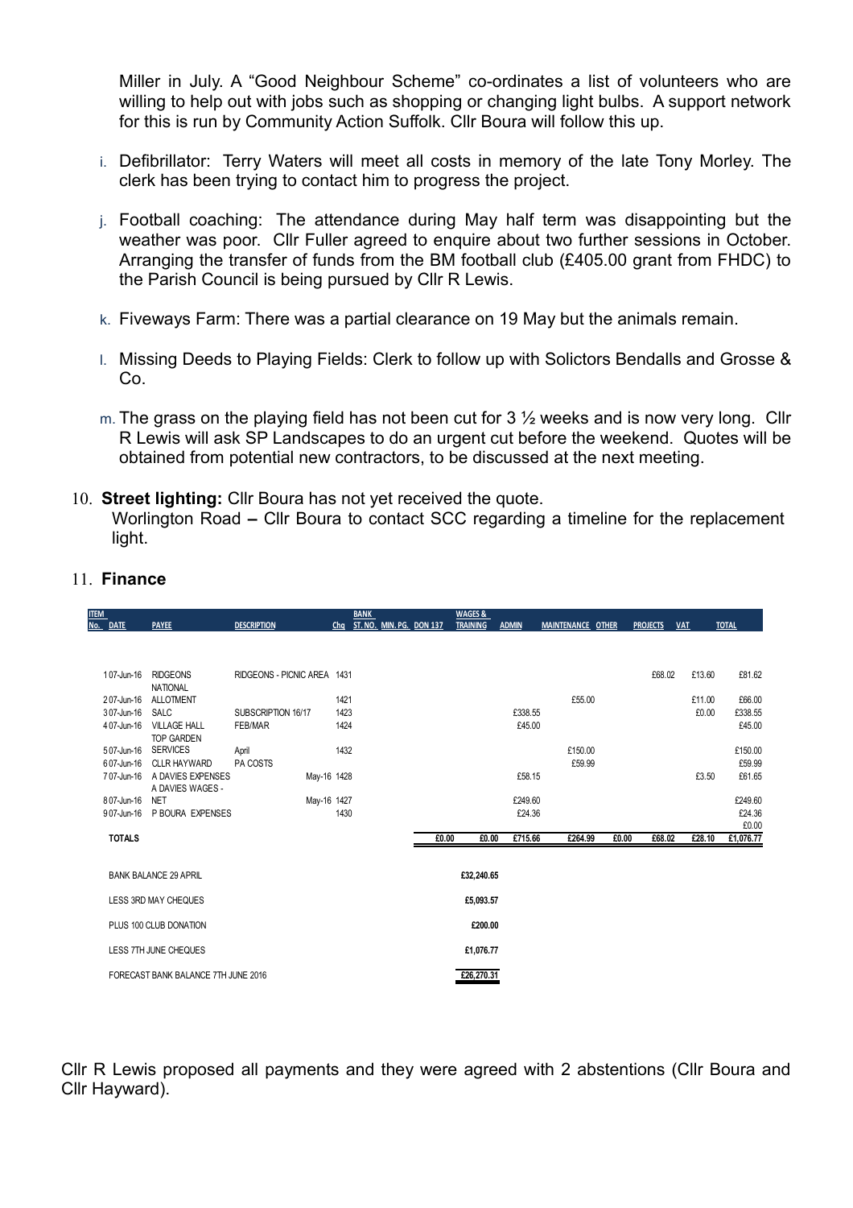Miller in July. A "Good Neighbour Scheme" co-ordinates a list of volunteers who are willing to help out with jobs such as shopping or changing light bulbs. A support network for this is run by Community Action Suffolk. Cllr Boura will follow this up.

i. Defibrillator: Terry Waters will meet all costs in memory of the late Tony Morley. The clerk has been trying to contact him to progress the project.

j. Football coaching: The attendance during May half term was disappointing but the weather was poor. Cllr Fuller agreed to enquire about two further sessions in October. Arranging the transfer of funds from the BM football club (£405.00 grant from FHDC) to the Parish Council is being pursued by Cllr R Lewis.

k. Fiveways Farm: There was a partial clearance on 19 May but the animals remain.

l. Missing Deeds to Playing Fields: Clerk to follow up with Solictors Bendalls and Grosse & Co.

m. The grass on the playing field has not been cut for 3 ½ weeks and is now very long. Cllr R Lewis will ask SP Landscapes to do an urgent cut before the weekend. Quotes will be obtained from potential new contractors, to be discussed at the next meeting.

10. **Street lighting:** Cllr Boura has not yet received the quote.
Worlington Road **–** Cllr Boura to contact SCC regarding a timeline for the replacement light.

11. **Finance**

| ITEM No. | DATE | PAYEE | DESCRIPTION | Chq | BANK ST. NO. | MIN. PG. | DON 137 | WAGES & TRAINING | ADMIN | MAINTENANCE | OTHER | PROJECTS | VAT | TOTAL |
|---|---|---|---|---|---|---|---|---|---|---|---|---|---|---|
| 1 | 07-Jun-16 | RIDGEONS | RIDGEONS - PICNIC AREA | 1431 | | | | | | | | £68.02 | £13.60 | £81.62 |
| 2 | 07-Jun-16 | NATIONAL ALLOTMENT | | 1421 | | | | | | £55.00 | | | £11.00 | £66.00 |
| 3 | 07-Jun-16 | SALC | SUBSCRIPTION 16/17 | 1423 | | | | | £338.55 | | | | £0.00 | £338.55 |
| 4 | 07-Jun-16 | VILLAGE HALL | FEB/MAR | 1424 | | | | | £45.00 | | | | | £45.00 |
| 5 | 07-Jun-16 | TOP GARDEN SERVICES | April | 1432 | | | | | | £150.00 | | | | £150.00 |
| 6 | 07-Jun-16 | CLLR HAYWARD | PA COSTS | | | | | | | £59.99 | | | | £59.99 |
| 7 | 07-Jun-16 | A DAVIES EXPENSES | May-16 | 1428 | | | | | £58.15 | | | | £3.50 | £61.65 |
| 8 | 07-Jun-16 | A DAVIES WAGES - NET | May-16 | 1427 | | | | | £249.60 | | | | | £249.60 |
| 9 | 07-Jun-16 | P BOURA EXPENSES | | 1430 | | | | | £24.36 | | | | | £24.36 |
| | | | | | | | | | | | | | | £0.00 |
| | **TOTALS** | | | | | | £0.00 | £0.00 | £715.66 | £264.99 | £0.00 | £68.02 | £28.10 | £1,076.77 |

| | |
|---|---|
| BANK BALANCE 29 APRIL | £32,240.65 |
| LESS 3RD MAY CHEQUES | £5,093.57 |
| PLUS 100 CLUB DONATION | £200.00 |
| LESS 7TH JUNE CHEQUES | £1,076.77 |
| FORECAST BANK BALANCE 7TH JUNE 2016 | £26,270.31 |

Cllr R Lewis proposed all payments and they were agreed with 2 abstentions (Cllr Boura and Cllr Hayward).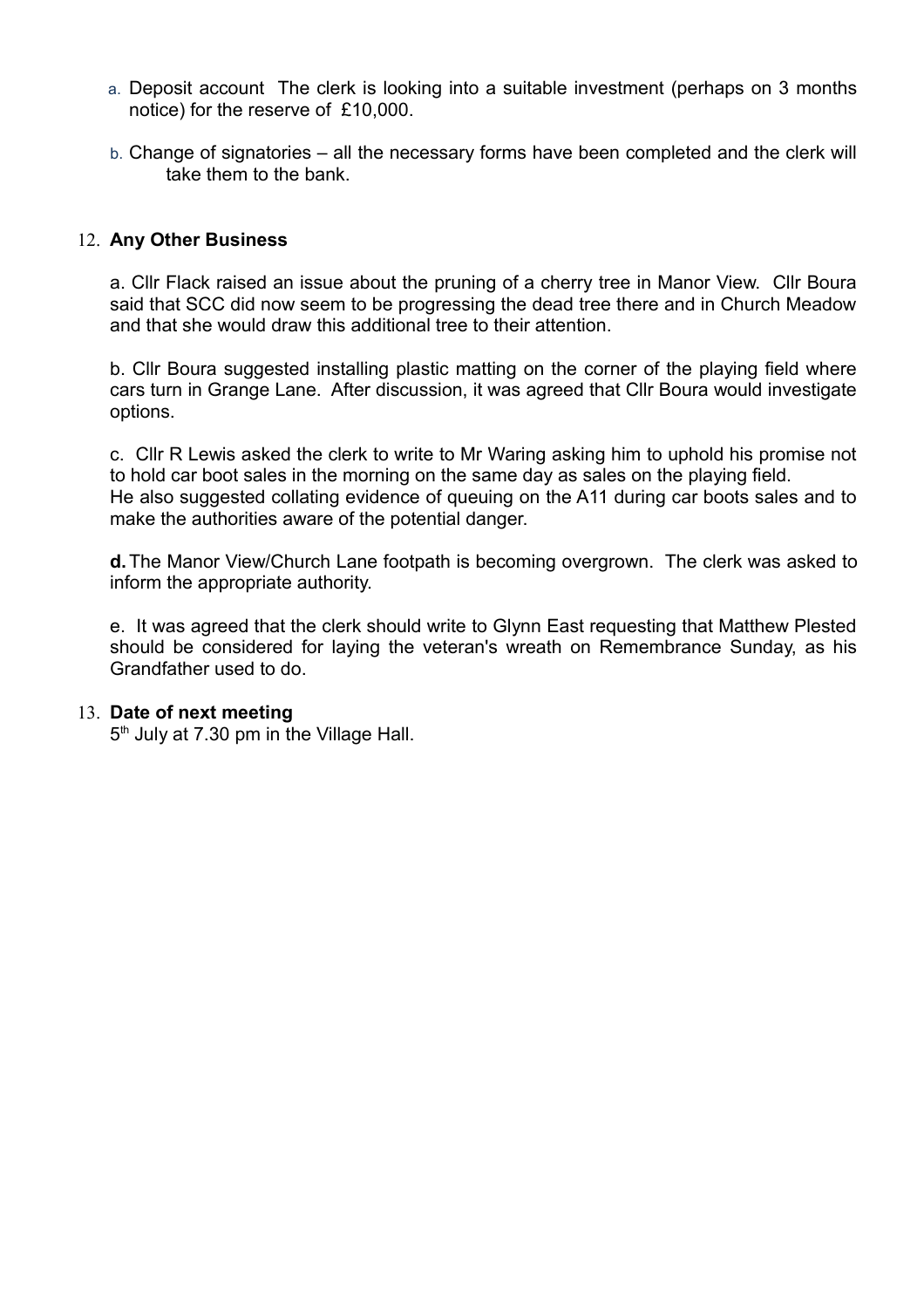a. Deposit account The clerk is looking into a suitable investment (perhaps on 3 months notice) for the reserve of £10,000.

b. Change of signatories – all the necessary forms have been completed and the clerk will take them to the bank.

12. **Any Other Business**

a. Cllr Flack raised an issue about the pruning of a cherry tree in Manor View. Cllr Boura said that SCC did now seem to be progressing the dead tree there and in Church Meadow and that she would draw this additional tree to their attention.

b. Cllr Boura suggested installing plastic matting on the corner of the playing field where cars turn in Grange Lane. After discussion, it was agreed that Cllr Boura would investigate options.

c. Cllr R Lewis asked the clerk to write to Mr Waring asking him to uphold his promise not to hold car boot sales in the morning on the same day as sales on the playing field. He also suggested collating evidence of queuing on the A11 during car boots sales and to make the authorities aware of the potential danger.

**d.** The Manor View/Church Lane footpath is becoming overgrown. The clerk was asked to inform the appropriate authority.

e. It was agreed that the clerk should write to Glynn East requesting that Matthew Plested should be considered for laying the veteran's wreath on Remembrance Sunday, as his Grandfather used to do.

13. **Date of next meeting**
5th July at 7.30 pm in the Village Hall.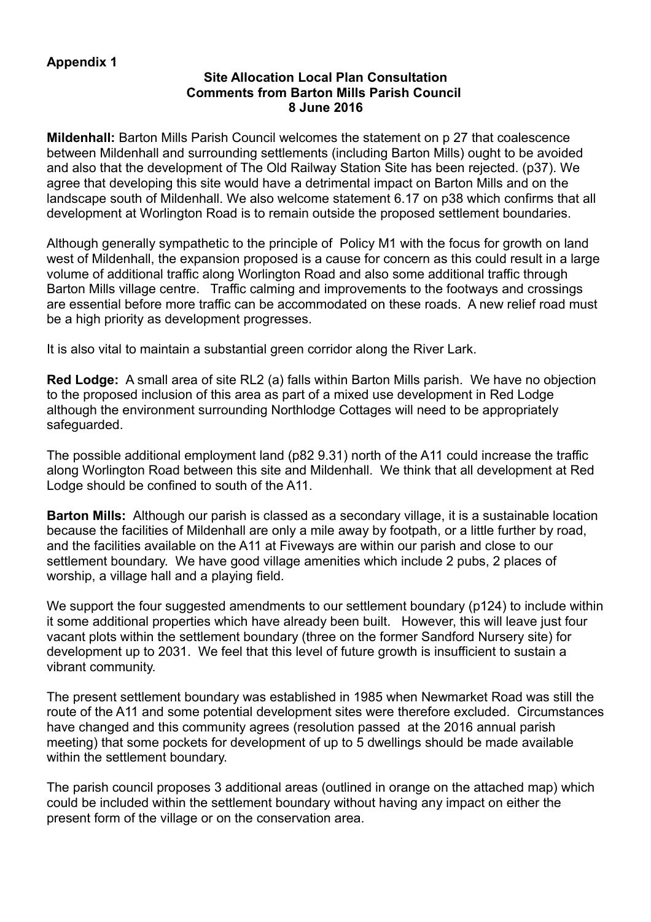**Appendix 1**

**Site Allocation Local Plan Consultation**
**Comments from Barton Mills Parish Council**
**8 June 2016**

**Mildenhall:** Barton Mills Parish Council welcomes the statement on p 27 that coalescence between Mildenhall and surrounding settlements (including Barton Mills) ought to be avoided and also that the development of The Old Railway Station Site has been rejected. (p37). We agree that developing this site would have a detrimental impact on Barton Mills and on the landscape south of Mildenhall. We also welcome statement 6.17 on p38 which confirms that all development at Worlington Road is to remain outside the proposed settlement boundaries.

Although generally sympathetic to the principle of Policy M1 with the focus for growth on land west of Mildenhall, the expansion proposed is a cause for concern as this could result in a large volume of additional traffic along Worlington Road and also some additional traffic through Barton Mills village centre. Traffic calming and improvements to the footways and crossings are essential before more traffic can be accommodated on these roads. A new relief road must be a high priority as development progresses.

It is also vital to maintain a substantial green corridor along the River Lark.

**Red Lodge:** A small area of site RL2 (a) falls within Barton Mills parish. We have no objection to the proposed inclusion of this area as part of a mixed use development in Red Lodge although the environment surrounding Northlodge Cottages will need to be appropriately safeguarded.

The possible additional employment land (p82 9.31) north of the A11 could increase the traffic along Worlington Road between this site and Mildenhall. We think that all development at Red Lodge should be confined to south of the A11.

**Barton Mills:** Although our parish is classed as a secondary village, it is a sustainable location because the facilities of Mildenhall are only a mile away by footpath, or a little further by road, and the facilities available on the A11 at Fiveways are within our parish and close to our settlement boundary. We have good village amenities which include 2 pubs, 2 places of worship, a village hall and a playing field.

We support the four suggested amendments to our settlement boundary (p124) to include within it some additional properties which have already been built. However, this will leave just four vacant plots within the settlement boundary (three on the former Sandford Nursery site) for development up to 2031. We feel that this level of future growth is insufficient to sustain a vibrant community.

The present settlement boundary was established in 1985 when Newmarket Road was still the route of the A11 and some potential development sites were therefore excluded. Circumstances have changed and this community agrees (resolution passed at the 2016 annual parish meeting) that some pockets for development of up to 5 dwellings should be made available within the settlement boundary.

The parish council proposes 3 additional areas (outlined in orange on the attached map) which could be included within the settlement boundary without having any impact on either the present form of the village or on the conservation area.